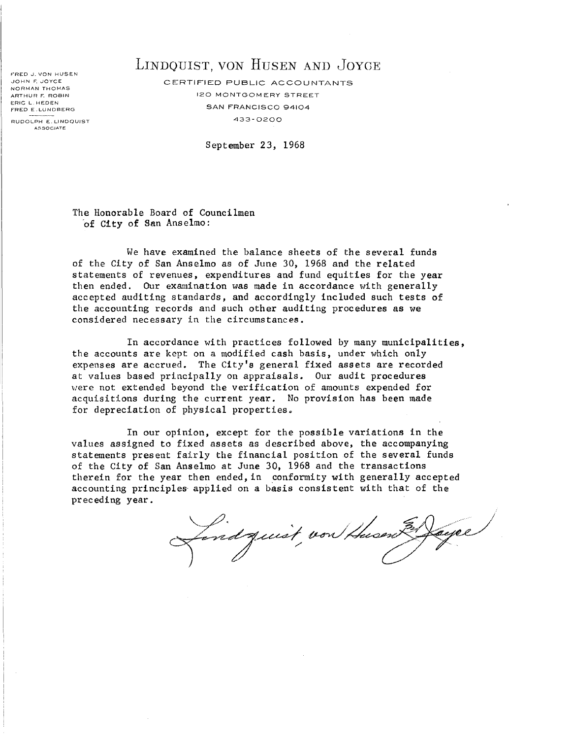FRED J. VON HUSEN
JOHN F. JOYCE
NORMAN THOMAS
ARTHUR F. ROBIN
ERIC L. HEDEN
FRED E. LUNDBERG

RUDOLPH E. LINDQUIST
ASSOCIATE

# LINDQUIST, VON HUSEN AND JOYCE

CERTIFIED PUBLIC ACCOUNTANTS
120 MONTGOMERY STREET
SAN FRANCISCO 94104
433-0200

September 23, 1968

The Honorable Board of Councilmen
of City of San Anselmo:

We have examined the balance sheets of the several funds of the City of San Anselmo as of June 30, 1968 and the related statements of revenues, expenditures and fund equities for the year then ended. Our examination was made in accordance with generally accepted auditing standards, and accordingly included such tests of the accounting records and such other auditing procedures as we considered necessary in the circumstances.

In accordance with practices followed by many municipalities, the accounts are kept on a modified cash basis, under which only expenses are accrued. The City's general fixed assets are recorded at values based principally on appraisals. Our audit procedures were not extended beyond the verification of amounts expended for acquisitions during the current year. No provision has been made for depreciation of physical properties.

In our opinion, except for the possible variations in the values assigned to fixed assets as described above, the accompanying statements present fairly the financial position of the several funds of the City of San Anselmo at June 30, 1968 and the transactions therein for the year then ended, in conformity with generally accepted accounting principles applied on a basis consistent with that of the preceding year.

Lindquist, von Husen & Joyce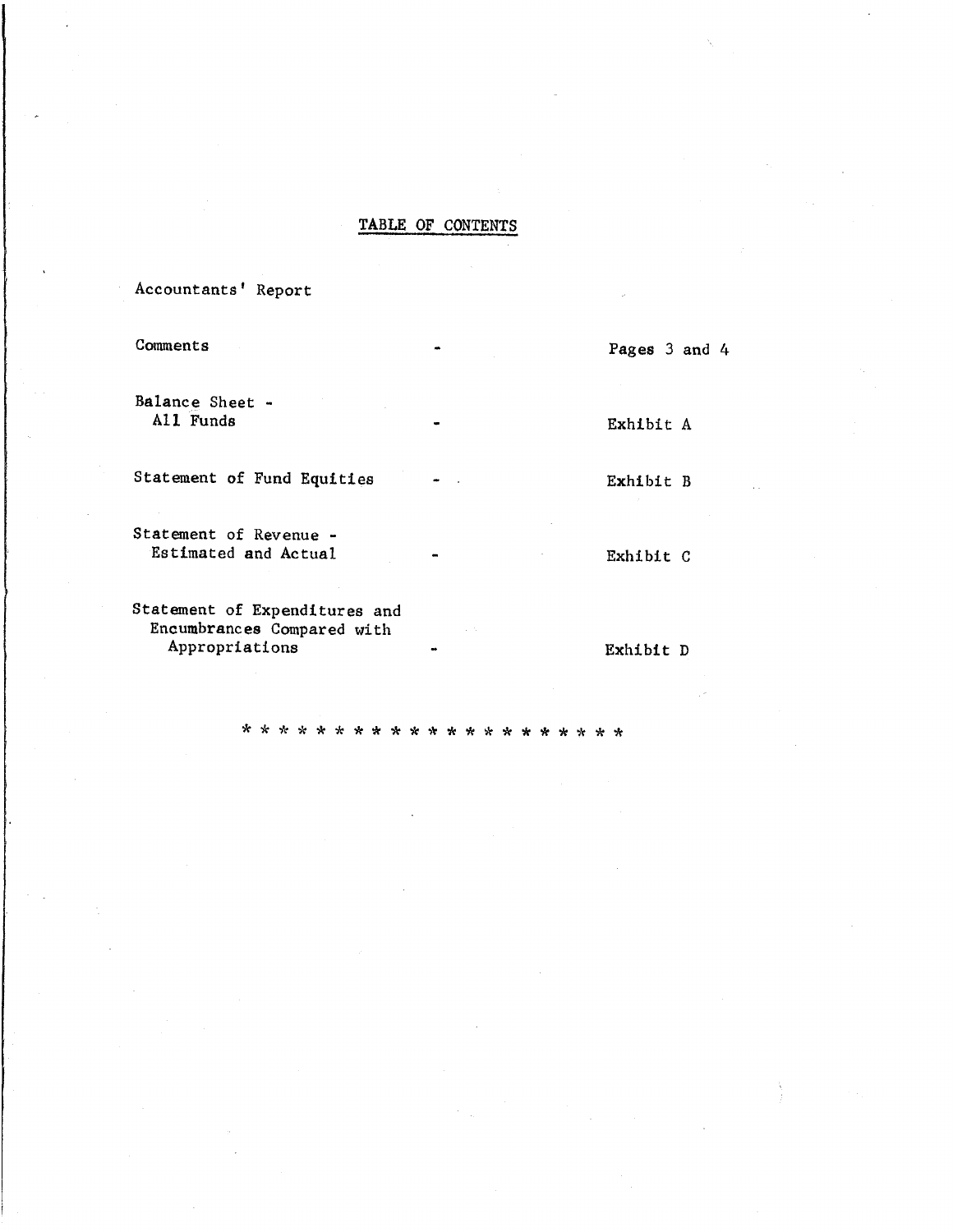## TABLE OF CONTENTS

| | | |
|---|---|---|
| Accountants' Report | | |
| Comments | - | Pages 3 and 4 |
| Balance Sheet - All Funds | - | Exhibit A |
| Statement of Fund Equities | - | Exhibit B |
| Statement of Revenue - Estimated and Actual | - | Exhibit C |
| Statement of Expenditures and Encumbrances Compared with Appropriations | - | Exhibit D |

* * * * * * * * * * * * * * * * * * * * * *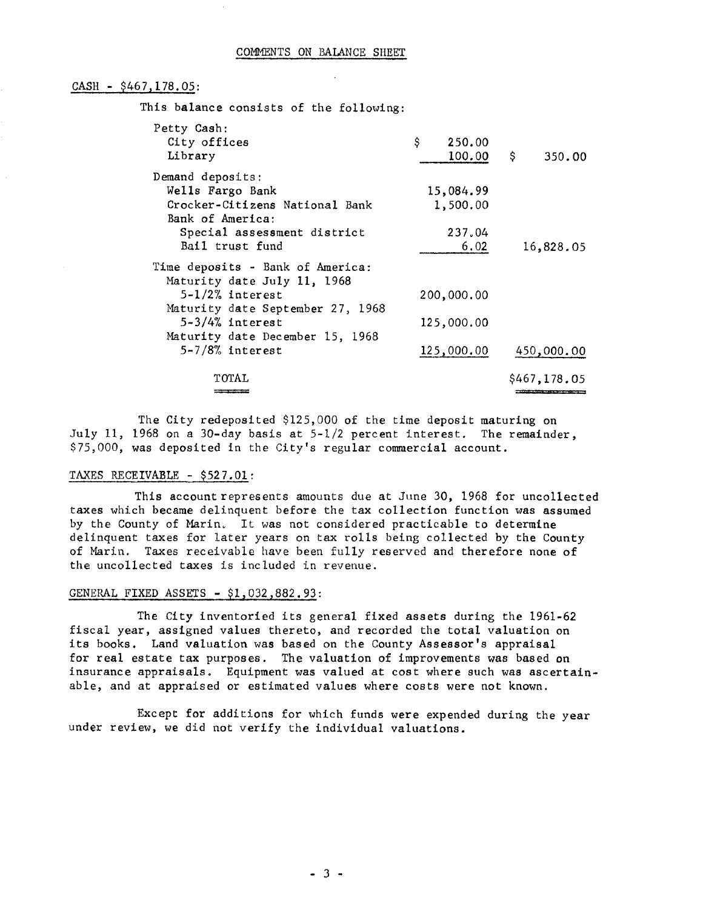# COMMENTS ON BALANCE SHEET

## CASH - $467,178.05:

This balance consists of the following:

| | | |
|---|---|---|
| Petty Cash: | | |
| City offices | $ 250.00 | |
| Library | 100.00 | $ 350.00 |
| Demand deposits: | | |
| Wells Fargo Bank | 15,084.99 | |
| Crocker-Citizens National Bank | 1,500.00 | |
| Bank of America: | | |
| Special assessment district | 237.04 | |
| Bail trust fund | 6.02 | 16,828.05 |
| Time deposits - Bank of America: | | |
| Maturity date July 11, 1968 | | |
| 5-1/2% interest | 200,000.00 | |
| Maturity date September 27, 1968 | | |
| 5-3/4% interest | 125,000.00 | |
| Maturity date December 15, 1968 | | |
| 5-7/8% interest | 125,000.00 | 450,000.00 |
| TOTAL | | $467,178.05 |

The City redeposited $125,000 of the time deposit maturing on July 11, 1968 on a 30-day basis at 5-1/2 percent interest. The remainder, $75,000, was deposited in the City's regular commercial account.

## TAXES RECEIVABLE - $527.01:

This account represents amounts due at June 30, 1968 for uncollected taxes which became delinquent before the tax collection function was assumed by the County of Marin. It was not considered practicable to determine delinquent taxes for later years on tax rolls being collected by the County of Marin. Taxes receivable have been fully reserved and therefore none of the uncollected taxes is included in revenue.

## GENERAL FIXED ASSETS - $1,032,882.93:

The City inventoried its general fixed assets during the 1961-62 fiscal year, assigned values thereto, and recorded the total valuation on its books. Land valuation was based on the County Assessor's appraisal for real estate tax purposes. The valuation of improvements was based on insurance appraisals. Equipment was valued at cost where such was ascertainable, and at appraised or estimated values where costs were not known.

Except for additions for which funds were expended during the year under review, we did not verify the individual valuations.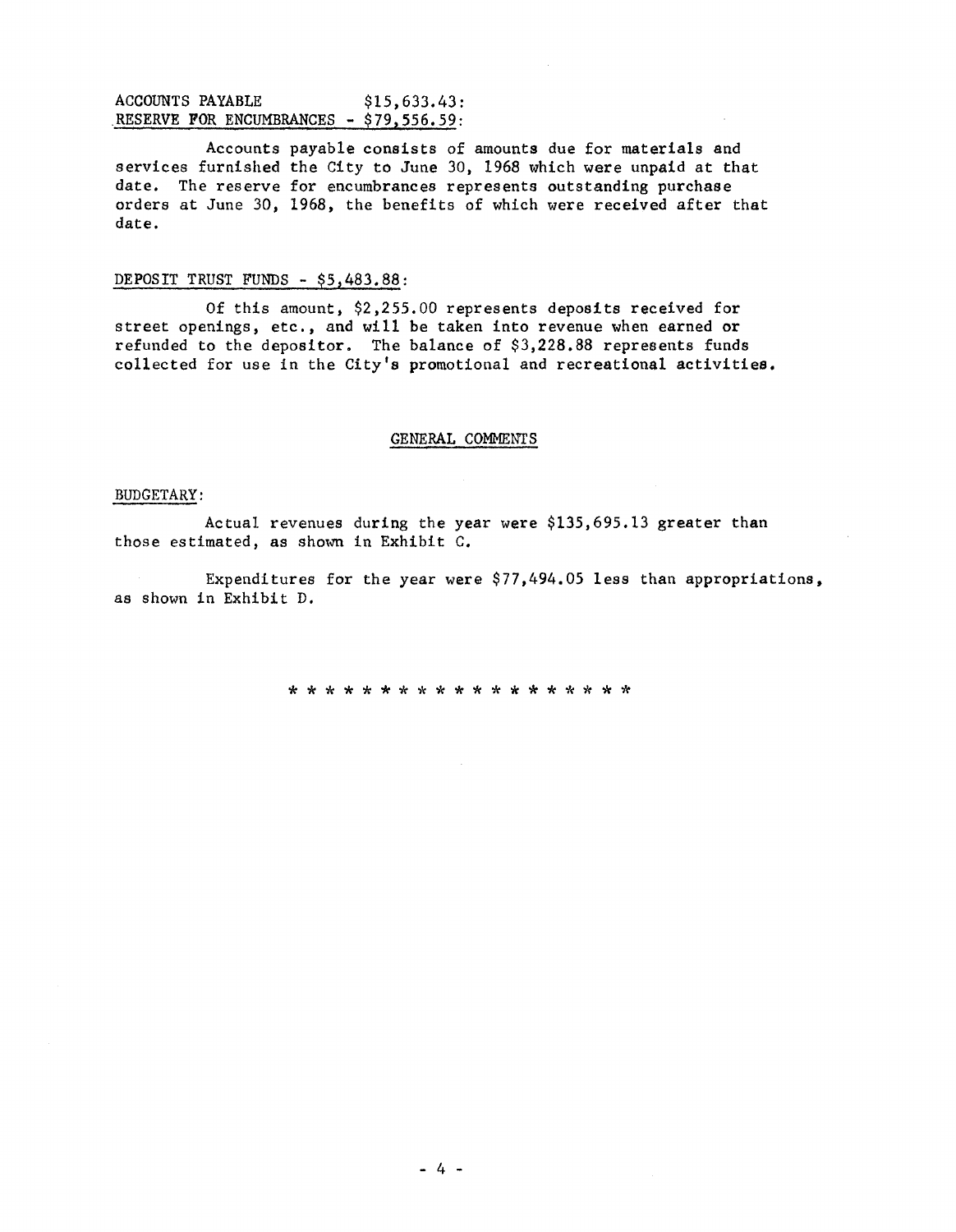ACCOUNTS PAYABLE $15,633.43:
RESERVE FOR ENCUMBRANCES - $79,556.59:

Accounts payable consists of amounts due for materials and services furnished the City to June 30, 1968 which were unpaid at that date. The reserve for encumbrances represents outstanding purchase orders at June 30, 1968, the benefits of which were received after that date.

DEPOSIT TRUST FUNDS - $5,483.88:

Of this amount, $2,255.00 represents deposits received for street openings, etc., and will be taken into revenue when earned or refunded to the depositor. The balance of $3,228.88 represents funds collected for use in the City's promotional and recreational activities.

## GENERAL COMMENTS

BUDGETARY:

Actual revenues during the year were $135,695.13 greater than those estimated, as shown in Exhibit C.

Expenditures for the year were $77,494.05 less than appropriations, as shown in Exhibit D.

* * * * * * * * * * * * * * * * * * *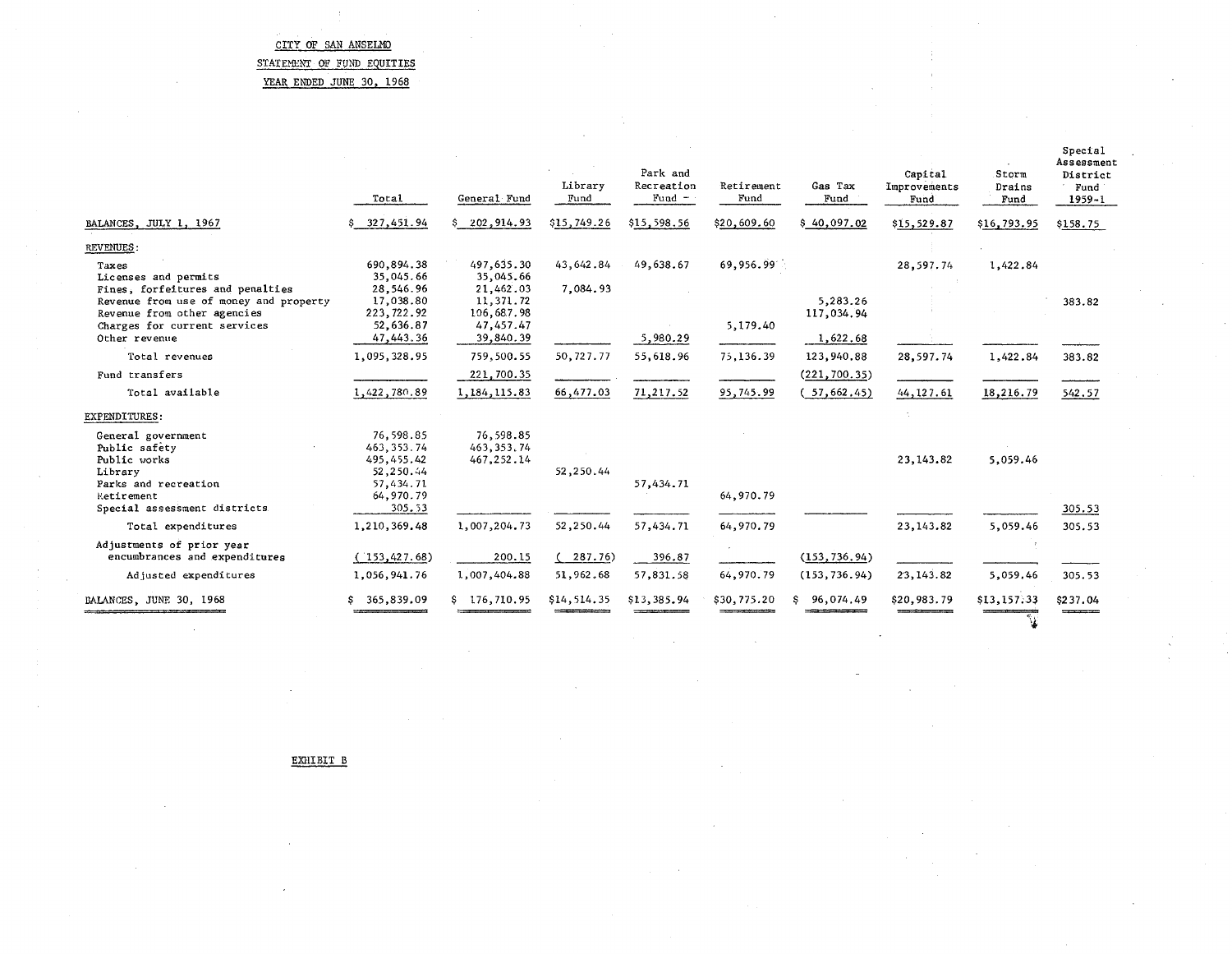CITY OF SAN ANSELMO

STATEMENT OF FUND EQUITIES

YEAR ENDED JUNE 30, 1968

| | Total | General Fund | Library Fund | Park and Recreation Fund | Retirement Fund | Gas Tax Fund | Capital Improvements Fund | Storm Drains Fund | Special Assessment District Fund 1959-1 |
|---|---|---|---|---|---|---|---|---|---|
| BALANCES, JULY 1, 1967 | $ 327,451.94 | $ 202,914.93 | $15,749.26 | $15,598.56 | $20,609.60 | $ 40,097.02 | $15,529.87 | $16,793.95 | $158.75 |
| REVENUES: | | | | | | | | | |
| Taxes | 690,894.38 | 497,635.30 | 43,642.84 | 49,638.67 | 69,956.99 | | 28,597.74 | 1,422.84 | |
| Licenses and permits | 35,045.66 | 35,045.66 | | | | | | | |
| Fines, forfeitures and penalties | 28,546.96 | 21,462.03 | 7,084.93 | | | | | | |
| Revenue from use of money and property | 17,038.80 | 11,371.72 | | | | 5,283.26 | | | 383.82 |
| Revenue from other agencies | 223,722.92 | 106,687.98 | | | | 117,034.94 | | | |
| Charges for current services | 52,636.87 | 47,457.47 | | | 5,179.40 | | | | |
| Other revenue | 47,443.36 | 39,840.39 | | 5,980.29 | | 1,622.68 | | | |
| Total revenues | 1,095,328.95 | 759,500.55 | 50,727.77 | 55,618.96 | 75,136.39 | 123,940.88 | 28,597.74 | 1,422.84 | 383.82 |
| Fund transfers | | 221,700.35 | | | | (221,700.35) | | | |
| Total available | 1,422,780.89 | 1,184,115.83 | 66,477.03 | 71,217.52 | 95,745.99 | ( 57,662.45) | 44,127.61 | 18,216.79 | 542.57 |
| EXPENDITURES: | | | | | | | | | |
| General government | 76,598.85 | 76,598.85 | | | | | | | |
| Public safety | 463,353.74 | 463,353.74 | | | | | | | |
| Public works | 495,455.42 | 467,252.14 | | | | | 23,143.82 | 5,059.46 | |
| Library | 52,250.44 | | 52,250.44 | | | | | | |
| Parks and recreation | 57,434.71 | | | 57,434.71 | | | | | |
| Retirement | 64,970.79 | | | | 64,970.79 | | | | |
| Special assessment districts | 305.53 | | | | | | | | 305.53 |
| Total expenditures | 1,210,369.48 | 1,007,204.73 | 52,250.44 | 57,434.71 | 64,970.79 | | 23,143.82 | 5,059.46 | 305.53 |
| Adjustments of prior year encumbrances and expenditures | ( 153,427.68) | 200.15 | ( 287.76) | 396.87 | | (153,736.94) | | | |
| Adjusted expenditures | 1,056,941.76 | 1,007,404.88 | 51,962.68 | 57,831.58 | 64,970.79 | (153,736.94) | 23,143.82 | 5,059.46 | 305.53 |
| BALANCES, JUNE 30, 1968 | $ 365,839.09 | $ 176,710.95 | $14,514.35 | $13,385.94 | $30,775.20 | $ 96,074.49 | $20,983.79 | $13,157.33 | $237.04 |

EXHIBIT B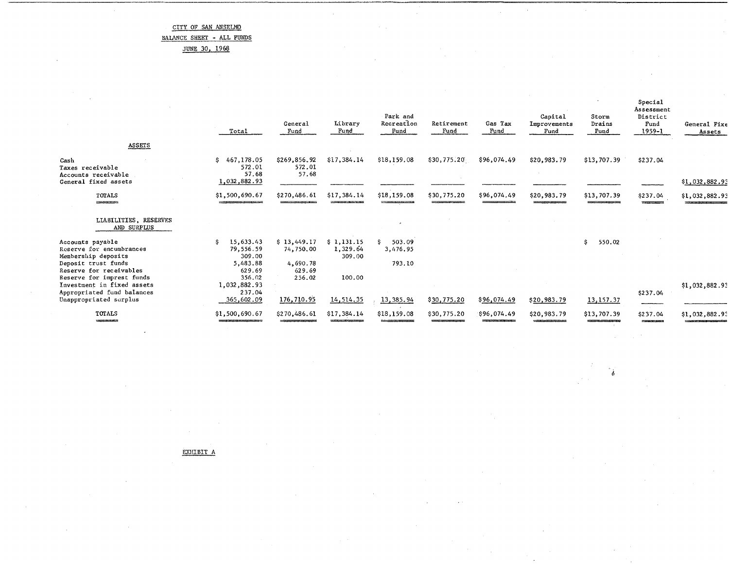CITY OF SAN ANSELMO

BALANCE SHEET - ALL FUNDS

JUNE 30, 1968

| | Total | General Fund | Library Fund | Park and Recreation Fund | Retirement Fund | Gas Tax Fund | Capital Improvements Fund | Storm Drains Fund | Special Assessment District Fund 1959-1 | General Fixed Assets |
|---|---|---|---|---|---|---|---|---|---|---|
| **ASSETS** | | | | | | | | | | |
| Cash | $ 467,178.05 | $269,856.92 | $17,384.14 | $18,159.08 | $30,775.20 | $96,074.49 | $20,983.79 | $13,707.39 | $237.04 | |
| Taxes receivable | 572.01 | 572.01 | | | | | | | | |
| Accounts receivable | 57.68 | 57.68 | | | | | | | | |
| General fixed assets | 1,032,882.93 | | | | | | | | | $1,032,882.93 |
| TOTALS | $1,500,690.67 | $270,486.61 | $17,384.14 | $18,159.08 | $30,775.20 | $96,074.49 | $20,983.79 | $13,707.39 | $237.04 | $1,032,882.93 |
| **LIABILITIES, RESERVES AND SURPLUS** | | | | | | | | | | |
| Accounts payable | $ 15,633.43 | $ 13,449.17 | $ 1,131.15 | $ 503.09 | | | | $ 550.02 | | |
| Reserve for encumbrances | 79,556.59 | 74,750.00 | 1,329.64 | 3,476.95 | | | | | | |
| Membership deposits | 309.00 | | 309.00 | | | | | | | |
| Deposit trust funds | 5,483.88 | 4,690.78 | | 793.10 | | | | | | |
| Reserve for receivables | 629.69 | 629.69 | | | | | | | | |
| Reserve for imprest funds | 356.02 | 256.02 | 100.00 | | | | | | | |
| Investment in fixed assets | 1,032,882.93 | | | | | | | | | $1,032,882.93 |
| Appropriated fund balances | 237.04 | | | | | | | | $237.04 | |
| Unappropriated surplus | 365,602.09 | 176,710.95 | 14,514.35 | 13,385.94 | $30,775.20 | $96,074.49 | $20,983.79 | 13,157.37 | | |
| TOTALS | $1,500,690.67 | $270,486.61 | $17,384.14 | $18,159.08 | $30,775.20 | $96,074.49 | $20,983.79 | $13,707.39 | $237.04 | $1,032,882.93 |

EXHIBIT A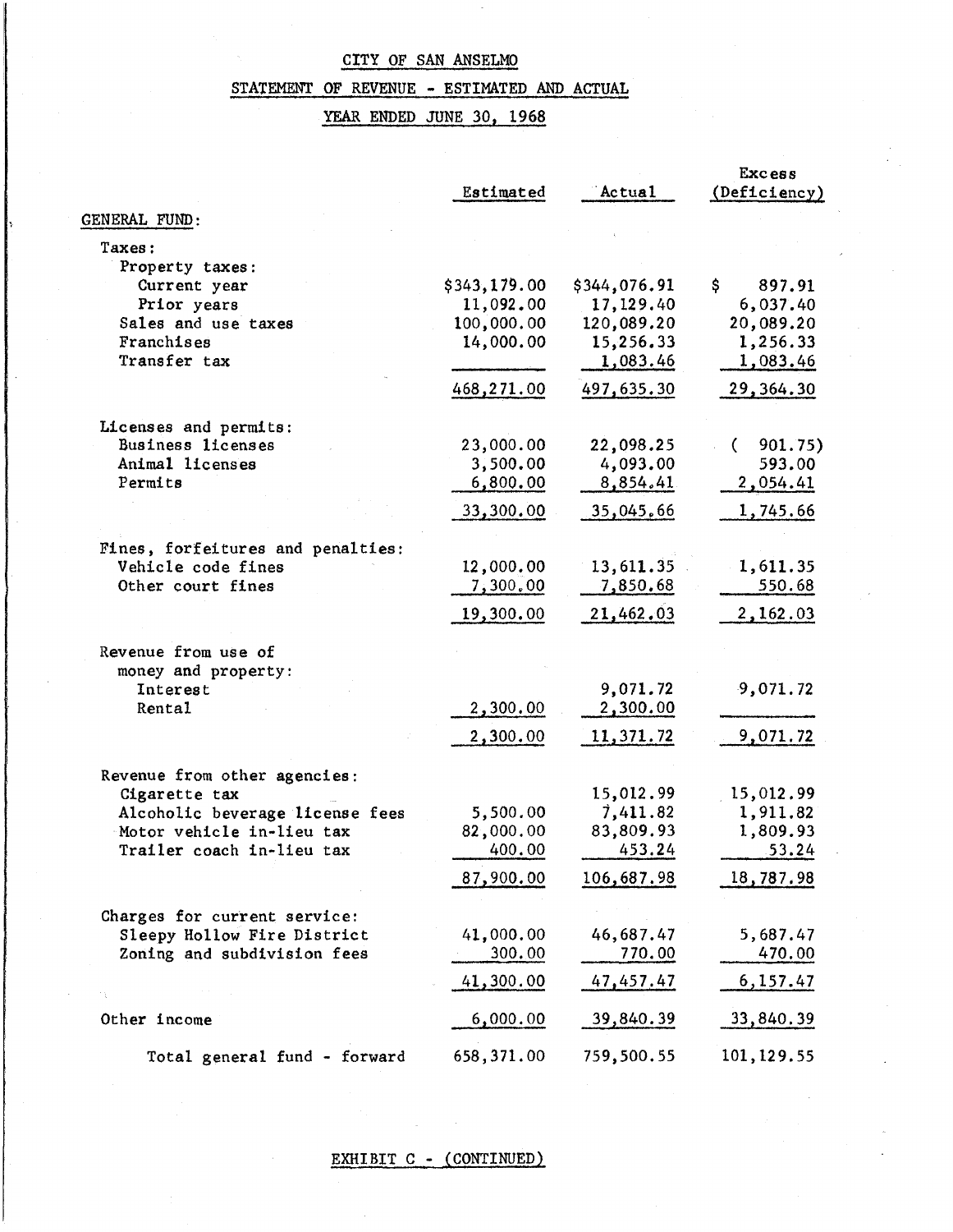# CITY OF SAN ANSELMO

## STATEMENT OF REVENUE - ESTIMATED AND ACTUAL

## YEAR ENDED JUNE 30, 1968

| | Estimated | Actual | Excess (Deficiency) |
|---|---|---|---|
| GENERAL FUND: | | | |
| Taxes: | | | |
| Property taxes: | | | |
| Current year | $343,179.00 | $344,076.91 | $ 897.91 |
| Prior years | 11,092.00 | 17,129.40 | 6,037.40 |
| Sales and use taxes | 100,000.00 | 120,089.20 | 20,089.20 |
| Franchises | 14,000.00 | 15,256.33 | 1,256.33 |
| Transfer tax | | 1,083.46 | 1,083.46 |
| | 468,271.00 | 497,635.30 | 29,364.30 |
| Licenses and permits: | | | |
| Business licenses | 23,000.00 | 22,098.25 | ( 901.75) |
| Animal licenses | 3,500.00 | 4,093.00 | 593.00 |
| Permits | 6,800.00 | 8,854.41 | 2,054.41 |
| | 33,300.00 | 35,045.66 | 1,745.66 |
| Fines, forfeitures and penalties: | | | |
| Vehicle code fines | 12,000.00 | 13,611.35 | 1,611.35 |
| Other court fines | 7,300.00 | 7,850.68 | 550.68 |
| | 19,300.00 | 21,462.03 | 2,162.03 |
| Revenue from use of money and property: | | | |
| Interest | | 9,071.72 | 9,071.72 |
| Rental | 2,300.00 | 2,300.00 | |
| | 2,300.00 | 11,371.72 | 9,071.72 |
| Revenue from other agencies: | | | |
| Cigarette tax | | 15,012.99 | 15,012.99 |
| Alcoholic beverage license fees | 5,500.00 | 7,411.82 | 1,911.82 |
| Motor vehicle in-lieu tax | 82,000.00 | 83,809.93 | 1,809.93 |
| Trailer coach in-lieu tax | 400.00 | 453.24 | 53.24 |
| | 87,900.00 | 106,687.98 | 18,787.98 |
| Charges for current service: | | | |
| Sleepy Hollow Fire District | 41,000.00 | 46,687.47 | 5,687.47 |
| Zoning and subdivision fees | 300.00 | 770.00 | 470.00 |
| | 41,300.00 | 47,457.47 | 6,157.47 |
| Other income | 6,000.00 | 39,840.39 | 33,840.39 |
| Total general fund - forward | 658,371.00 | 759,500.55 | 101,129.55 |

EXHIBIT C - (CONTINUED)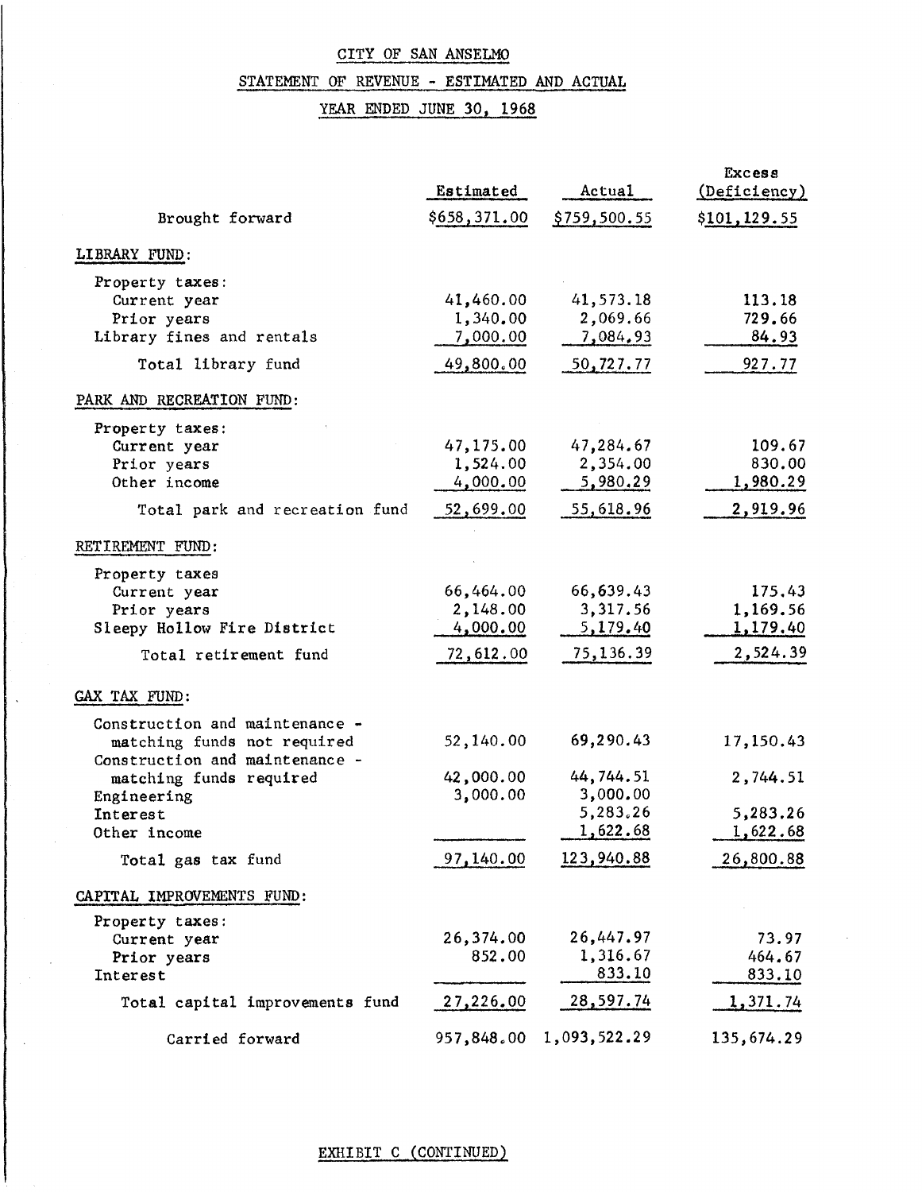CITY OF SAN ANSELMO

STATEMENT OF REVENUE - ESTIMATED AND ACTUAL

YEAR ENDED JUNE 30, 1968

| | Estimated | Actual | Excess (Deficiency) |
|---|---|---|---|
| Brought forward | $658,371.00 | $759,500.55 | $101,129.55 |
| **LIBRARY FUND:** | | | |
| Property taxes: | | | |
| Current year | 41,460.00 | 41,573.18 | 113.18 |
| Prior years | 1,340.00 | 2,069.66 | 729.66 |
| Library fines and rentals | 7,000.00 | 7,084.93 | 84.93 |
| Total library fund | 49,800.00 | 50,727.77 | 927.77 |
| **PARK AND RECREATION FUND:** | | | |
| Property taxes: | | | |
| Current year | 47,175.00 | 47,284.67 | 109.67 |
| Prior years | 1,524.00 | 2,354.00 | 830.00 |
| Other income | 4,000.00 | 5,980.29 | 1,980.29 |
| Total park and recreation fund | 52,699.00 | 55,618.96 | 2,919.96 |
| **RETIREMENT FUND:** | | | |
| Property taxes | | | |
| Current year | 66,464.00 | 66,639.43 | 175.43 |
| Prior years | 2,148.00 | 3,317.56 | 1,169.56 |
| Sleepy Hollow Fire District | 4,000.00 | 5,179.40 | 1,179.40 |
| Total retirement fund | 72,612.00 | 75,136.39 | 2,524.39 |
| **GAX TAX FUND:** | | | |
| Construction and maintenance - matching funds not required | 52,140.00 | 69,290.43 | 17,150.43 |
| Construction and maintenance - matching funds required | 42,000.00 | 44,744.51 | 2,744.51 |
| Engineering | 3,000.00 | 3,000.00 | |
| Interest | | 5,283.26 | 5,283.26 |
| Other income | | 1,622.68 | 1,622.68 |
| Total gas tax fund | 97,140.00 | 123,940.88 | 26,800.88 |
| **CAPITAL IMPROVEMENTS FUND:** | | | |
| Property taxes: | | | |
| Current year | 26,374.00 | 26,447.97 | 73.97 |
| Prior years | 852.00 | 1,316.67 | 464.67 |
| Interest | | 833.10 | 833.10 |
| Total capital improvements fund | 27,226.00 | 28,597.74 | 1,371.74 |
| Carried forward | 957,848.00 | 1,093,522.29 | 135,674.29 |

EXHIBIT C (CONTINUED)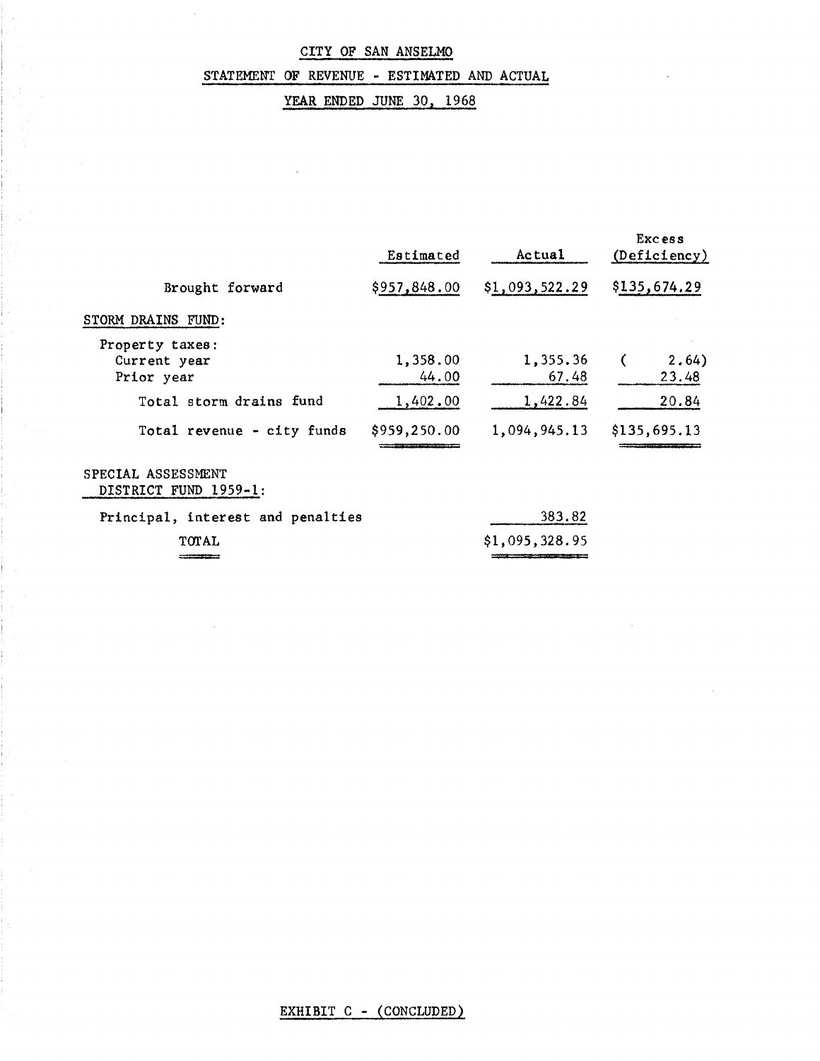# CITY OF SAN ANSELMO

## STATEMENT OF REVENUE - ESTIMATED AND ACTUAL

### YEAR ENDED JUNE 30, 1968

| | Estimated | Actual | Excess (Deficiency) |
|---|---|---|---|
| Brought forward | $957,848.00 | $1,093,522.29 | $135,674.29 |
| STORM DRAINS FUND: | | | |
| Property taxes: | | | |
| Current year | 1,358.00 | 1,355.36 | ( 2.64) |
| Prior year | 44.00 | 67.48 | 23.48 |
| Total storm drains fund | 1,402.00 | 1,422.84 | 20.84 |
| Total revenue - city funds | $959,250.00 | 1,094,945.13 | $135,695.13 |
| SPECIAL ASSESSMENT DISTRICT FUND 1959-1: | | | |
| Principal, interest and penalties | | 383.82 | |
| TOTAL | | $1,095,328.95 | |

EXHIBIT C - (CONCLUDED)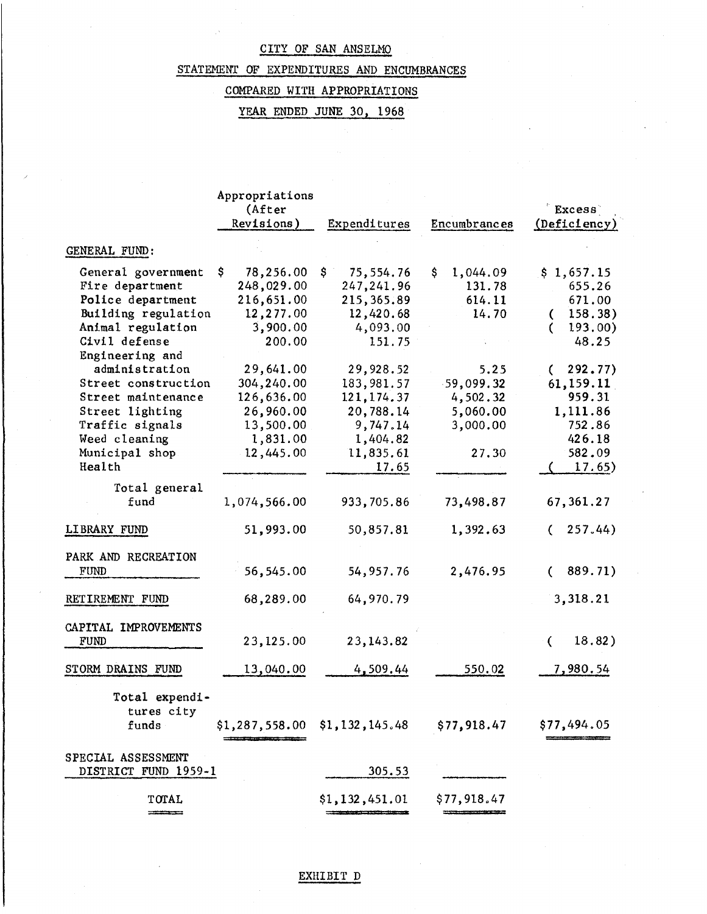CITY OF SAN ANSELMO

STATEMENT OF EXPENDITURES AND ENCUMBRANCES

COMPARED WITH APPROPRIATIONS

YEAR ENDED JUNE 30, 1968

| | Appropriations (After Revisions) | Expenditures | Encumbrances | Excess (Deficiency) |
|---|---|---|---|---|
| GENERAL FUND: | | | | |
| General government | $ 78,256.00 | $ 75,554.76 | $ 1,044.09 | $ 1,657.15 |
| Fire department | 248,029.00 | 247,241.96 | 131.78 | 655.26 |
| Police department | 216,651.00 | 215,365.89 | 614.11 | 671.00 |
| Building regulation | 12,277.00 | 12,420.68 | 14.70 | ( 158.38) |
| Animal regulation | 3,900.00 | 4,093.00 | | ( 193.00) |
| Civil defense | 200.00 | 151.75 | | 48.25 |
| Engineering and administration | 29,641.00 | 29,928.52 | 5.25 | ( 292.77) |
| Street construction | 304,240.00 | 183,981.57 | 59,099.32 | 61,159.11 |
| Street maintenance | 126,636.00 | 121,174.37 | 4,502.32 | 959.31 |
| Street lighting | 26,960.00 | 20,788.14 | 5,060.00 | 1,111.86 |
| Traffic signals | 13,500.00 | 9,747.14 | 3,000.00 | 752.86 |
| Weed cleaning | 1,831.00 | 1,404.82 | | 426.18 |
| Municipal shop | 12,445.00 | 11,835.61 | 27.30 | 582.09 |
| Health | | 17.65 | | ( 17.65) |
| Total general fund | 1,074,566.00 | 933,705.86 | 73,498.87 | 67,361.27 |
| LIBRARY FUND | 51,993.00 | 50,857.81 | 1,392.63 | ( 257.44) |
| PARK AND RECREATION FUND | 56,545.00 | 54,957.76 | 2,476.95 | ( 889.71) |
| RETIREMENT FUND | 68,289.00 | 64,970.79 | | 3,318.21 |
| CAPITAL IMPROVEMENTS FUND | 23,125.00 | 23,143.82 | | ( 18.82) |
| STORM DRAINS FUND | 13,040.00 | 4,509.44 | 550.02 | 7,980.54 |
| Total expenditures city funds | $1,287,558.00 | $1,132,145.48 | $77,918.47 | $77,494.05 |
| SPECIAL ASSESSMENT DISTRICT FUND 1959-1 | | 305.53 | | |
| TOTAL | | $1,132,451.01 | $77,918.47 | |

EXHIBIT D